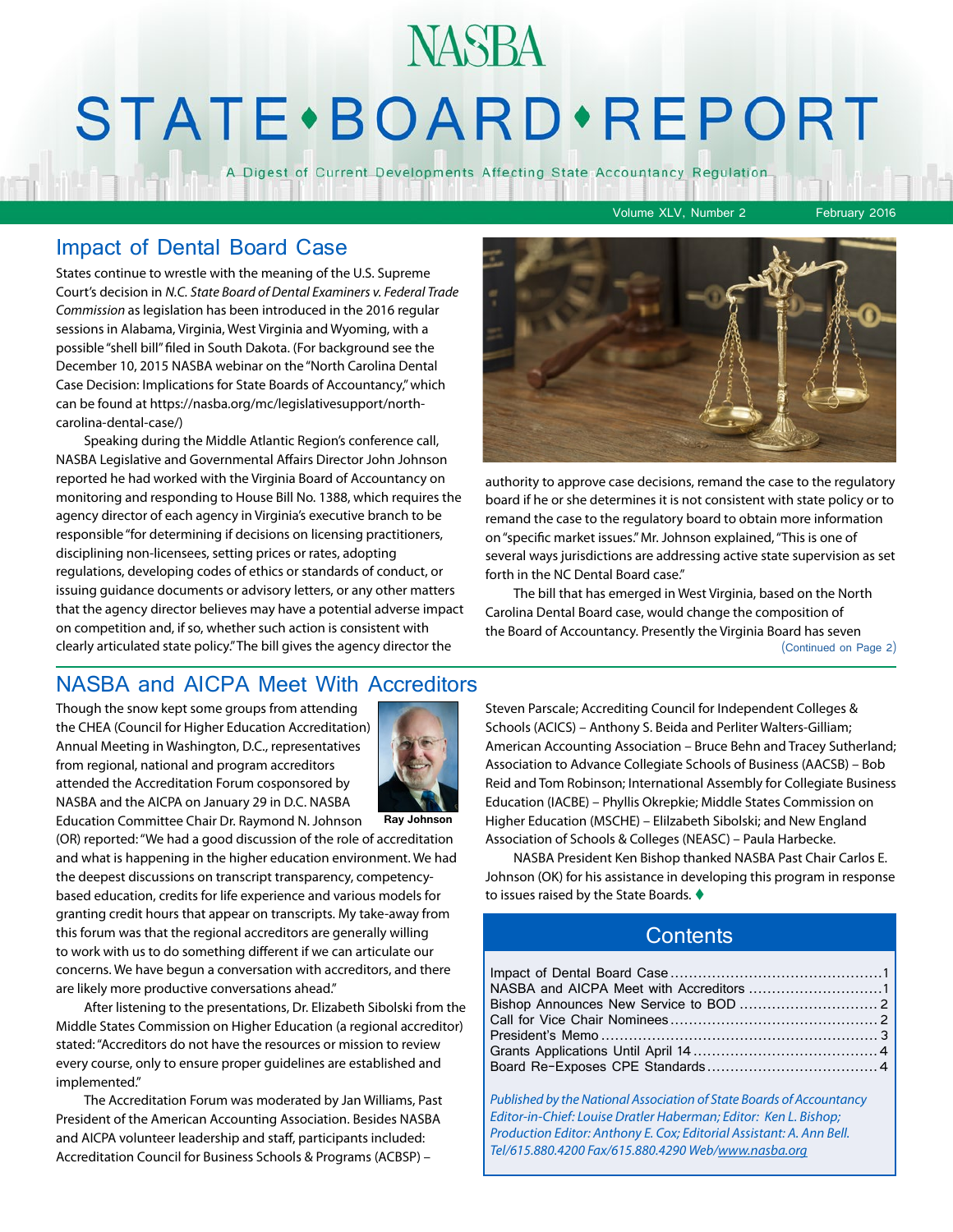# NASBA STATE • BOARD • REPORT

A Digest of Current Developments Affecting State Accountancy Regulation

Volume XLV, Number 2 February 2016

## Impact of Dental Board Case

States continue to wrestle with the meaning of the U.S. Supreme Court's decision in *N.C. State Board of Dental Examiners v. Federal Trade Commission* as legislation has been introduced in the 2016 regular sessions in Alabama, Virginia, West Virginia and Wyoming, with a possible "shell bill" filed in South Dakota. (For background see the December 10, 2015 NASBA webinar on the "North Carolina Dental Case Decision: Implications for State Boards of Accountancy," which can be found at https://nasba.org/mc/legislativesupport/north-carolina-dental-case/)

Speaking during the Middle Atlantic Region's conference call, NASBA Legislative and Governmental Affairs Director John Johnson reported he had worked with the Virginia Board of Accountancy on monitoring and responding to House Bill No. 1388, which requires the agency director of each agency in Virginia's executive branch to be responsible "for determining if decisions on licensing practitioners, disciplining non-licensees, setting prices or rates, adopting regulations, developing codes of ethics or standards of conduct, or issuing guidance documents or advisory letters, or any other matters that the agency director believes may have a potential adverse impact on competition and, if so, whether such action is consistent with clearly articulated state policy." The bill gives the agency director the authority to approve case decisions, remand the case to the regulatory board if he or she determines it is not consistent with state policy or to remand the case to the regulatory board to obtain more information on "specific market issues." Mr. Johnson explained, "This is one of several ways jurisdictions are addressing active state supervision as set forth in the NC Dental Board case."

The bill that has emerged in West Virginia, based on the North Carolina Dental Board case, would change the composition of the Board of Accountancy. Presently the Virginia Board has seven

(Continued on Page 2)

## NASBA and AICPA Meet With Accreditors

Ray Johnson

Though the snow kept some groups from attending the CHEA (Council for Higher Education Accreditation) Annual Meeting in Washington, D.C., representatives from regional, national and program accreditors attended the Accreditation Forum cosponsored by NASBA and the AICPA on January 29 in D.C. NASBA Education Committee Chair Dr. Raymond N. Johnson (OR) reported: "We had a good discussion of the role of accreditation and what is happening in the higher education environment. We had the deepest discussions on transcript transparency, competency-based education, credits for life experience and various models for granting credit hours that appear on transcripts. My take-away from this forum was that the regional accreditors are generally willing to work with us to do something different if we can articulate our concerns. We have begun a conversation with accreditors, and there are likely more productive conversations ahead."

After listening to the presentations, Dr. Elizabeth Sibolski from the Middle States Commission on Higher Education (a regional accreditor) stated: "Accreditors do not have the resources or mission to review every course, only to ensure proper guidelines are established and implemented."

The Accreditation Forum was moderated by Jan Williams, Past President of the American Accounting Association. Besides NASBA and AICPA volunteer leadership and staff, participants included: Accreditation Council for Business Schools & Programs (ACBSP) – Steven Parscale; Accrediting Council for Independent Colleges & Schools (ACICS) – Anthony S. Beida and Perliter Walters-Gilliam; American Accounting Association – Bruce Behn and Tracey Sutherland; Association to Advance Collegiate Schools of Business (AACSB) – Bob Reid and Tom Robinson; International Assembly for Collegiate Business Education (IACBE) – Phyllis Okrepkie; Middle States Commission on Higher Education (MSCHE) – Elilzabeth Sibolski; and New England Association of Schools & Colleges (NEASC) – Paula Harbecke.

NASBA President Ken Bishop thanked NASBA Past Chair Carlos E. Johnson (OK) for his assistance in developing this program in response to issues raised by the State Boards. ♦

## Contents

| | |
|---|---|
| Impact of Dental Board Case | 1 |
| NASBA and AICPA Meet with Accreditors | 1 |
| Bishop Announces New Service to BOD | 2 |
| Call for Vice Chair Nominees | 2 |
| President's Memo | 3 |
| Grants Applications Until April 14 | 4 |
| Board Re-Exposes CPE Standards | 4 |

*Published by the National Association of State Boards of Accountancy*
*Editor-in-Chief: Louise Dratler Haberman; Editor: Ken L. Bishop;*
*Production Editor: Anthony E. Cox; Editorial Assistant: A. Ann Bell.*
*Tel/615.880.4200 Fax/615.880.4290 Web/www.nasba.org*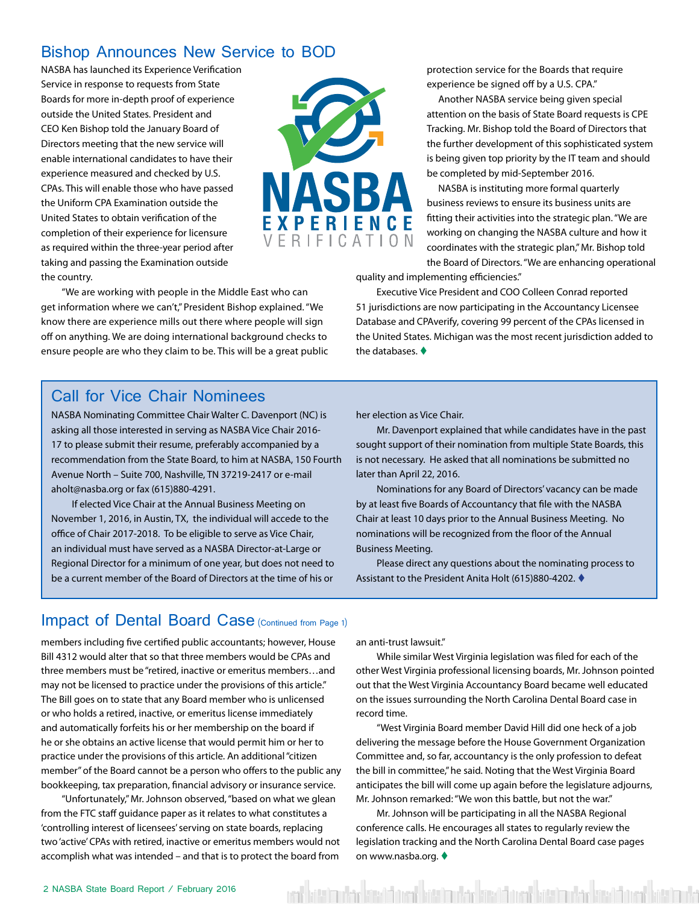## Bishop Announces New Service to BOD

NASBA has launched its Experience Verification Service in response to requests from State Boards for more in-depth proof of experience outside the United States. President and CEO Ken Bishop told the January Board of Directors meeting that the new service will enable international candidates to have their experience measured and checked by U.S. CPAs. This will enable those who have passed the Uniform CPA Examination outside the United States to obtain verification of the completion of their experience for licensure as required within the three-year period after taking and passing the Examination outside the country.

"We are working with people in the Middle East who can get information where we can't," President Bishop explained. "We know there are experience mills out there where people will sign off on anything. We are doing international background checks to ensure people are who they claim to be. This will be a great public protection service for the Boards that require experience be signed off by a U.S. CPA."

Another NASBA service being given special attention on the basis of State Board requests is CPE Tracking. Mr. Bishop told the Board of Directors that the further development of this sophisticated system is being given top priority by the IT team and should be completed by mid-September 2016.

NASBA is instituting more formal quarterly business reviews to ensure its business units are fitting their activities into the strategic plan. "We are working on changing the NASBA culture and how it coordinates with the strategic plan," Mr. Bishop told the Board of Directors. "We are enhancing operational quality and implementing efficiencies."

Executive Vice President and COO Colleen Conrad reported 51 jurisdictions are now participating in the Accountancy Licensee Database and CPAverify, covering 99 percent of the CPAs licensed in the United States. Michigan was the most recent jurisdiction added to the databases. ♦

## Call for Vice Chair Nominees

NASBA Nominating Committee Chair Walter C. Davenport (NC) is asking all those interested in serving as NASBA Vice Chair 2016-17 to please submit their resume, preferably accompanied by a recommendation from the State Board, to him at NASBA, 150 Fourth Avenue North – Suite 700, Nashville, TN 37219-2417 or e-mail aholt@nasba.org or fax (615)880-4291.

If elected Vice Chair at the Annual Business Meeting on November 1, 2016, in Austin, TX, the individual will accede to the office of Chair 2017-2018. To be eligible to serve as Vice Chair, an individual must have served as a NASBA Director-at-Large or Regional Director for a minimum of one year, but does not need to be a current member of the Board of Directors at the time of his or her election as Vice Chair.

Mr. Davenport explained that while candidates have in the past sought support of their nomination from multiple State Boards, this is not necessary. He asked that all nominations be submitted no later than April 22, 2016.

Nominations for any Board of Directors' vacancy can be made by at least five Boards of Accountancy that file with the NASBA Chair at least 10 days prior to the Annual Business Meeting. No nominations will be recognized from the floor of the Annual Business Meeting.

Please direct any questions about the nominating process to Assistant to the President Anita Holt (615)880-4202. ♦

## Impact of Dental Board Case (Continued from Page 1)

members including five certified public accountants; however, House Bill 4312 would alter that so that three members would be CPAs and three members must be "retired, inactive or emeritus members…and may not be licensed to practice under the provisions of this article." The Bill goes on to state that any Board member who is unlicensed or who holds a retired, inactive, or emeritus license immediately and automatically forfeits his or her membership on the board if he or she obtains an active license that would permit him or her to practice under the provisions of this article. An additional "citizen member" of the Board cannot be a person who offers to the public any bookkeeping, tax preparation, financial advisory or insurance service.

"Unfortunately," Mr. Johnson observed, "based on what we glean from the FTC staff guidance paper as it relates to what constitutes a 'controlling interest of licensees' serving on state boards, replacing two 'active' CPAs with retired, inactive or emeritus members would not accomplish what was intended – and that is to protect the board from an anti-trust lawsuit."

While similar West Virginia legislation was filed for each of the other West Virginia professional licensing boards, Mr. Johnson pointed out that the West Virginia Accountancy Board became well educated on the issues surrounding the North Carolina Dental Board case in record time.

"West Virginia Board member David Hill did one heck of a job delivering the message before the House Government Organization Committee and, so far, accountancy is the only profession to defeat the bill in committee," he said. Noting that the West Virginia Board anticipates the bill will come up again before the legislature adjourns, Mr. Johnson remarked: "We won this battle, but not the war."

Mr. Johnson will be participating in all the NASBA Regional conference calls. He encourages all states to regularly review the legislation tracking and the North Carolina Dental Board case pages on www.nasba.org. ♦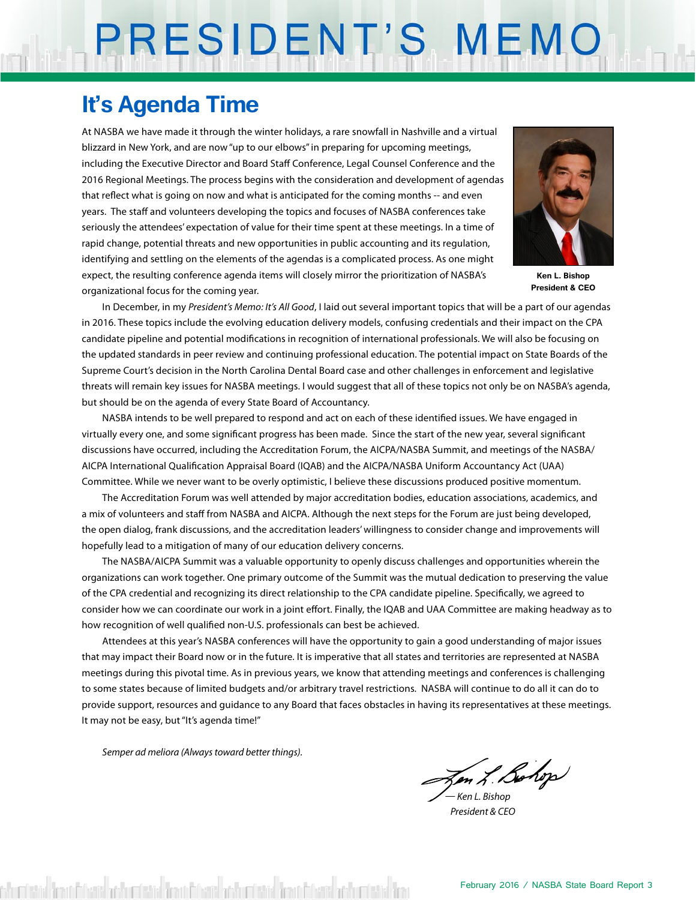# PRESIDENT'S MEMO

## It's Agenda Time

At NASBA we have made it through the winter holidays, a rare snowfall in Nashville and a virtual blizzard in New York, and are now "up to our elbows" in preparing for upcoming meetings, including the Executive Director and Board Staff Conference, Legal Counsel Conference and the 2016 Regional Meetings. The process begins with the consideration and development of agendas that reflect what is going on now and what is anticipated for the coming months -- and even years. The staff and volunteers developing the topics and focuses of NASBA conferences take seriously the attendees' expectation of value for their time spent at these meetings. In a time of rapid change, potential threats and new opportunities in public accounting and its regulation, identifying and settling on the elements of the agendas is a complicated process. As one might expect, the resulting conference agenda items will closely mirror the prioritization of NASBA's organizational focus for the coming year.

**Ken L. Bishop**
**President & CEO**

In December, in my *President's Memo: It's All Good*, I laid out several important topics that will be a part of our agendas in 2016. These topics include the evolving education delivery models, confusing credentials and their impact on the CPA candidate pipeline and potential modifications in recognition of international professionals. We will also be focusing on the updated standards in peer review and continuing professional education. The potential impact on State Boards of the Supreme Court's decision in the North Carolina Dental Board case and other challenges in enforcement and legislative threats will remain key issues for NASBA meetings. I would suggest that all of these topics not only be on NASBA's agenda, but should be on the agenda of every State Board of Accountancy.

NASBA intends to be well prepared to respond and act on each of these identified issues. We have engaged in virtually every one, and some significant progress has been made. Since the start of the new year, several significant discussions have occurred, including the Accreditation Forum, the AICPA/NASBA Summit, and meetings of the NASBA/AICPA International Qualification Appraisal Board (IQAB) and the AICPA/NASBA Uniform Accountancy Act (UAA) Committee. While we never want to be overly optimistic, I believe these discussions produced positive momentum.

The Accreditation Forum was well attended by major accreditation bodies, education associations, academics, and a mix of volunteers and staff from NASBA and AICPA. Although the next steps for the Forum are just being developed, the open dialog, frank discussions, and the accreditation leaders' willingness to consider change and improvements will hopefully lead to a mitigation of many of our education delivery concerns.

The NASBA/AICPA Summit was a valuable opportunity to openly discuss challenges and opportunities wherein the organizations can work together. One primary outcome of the Summit was the mutual dedication to preserving the value of the CPA credential and recognizing its direct relationship to the CPA candidate pipeline. Specifically, we agreed to consider how we can coordinate our work in a joint effort. Finally, the IQAB and UAA Committee are making headway as to how recognition of well qualified non-U.S. professionals can best be achieved.

Attendees at this year's NASBA conferences will have the opportunity to gain a good understanding of major issues that may impact their Board now or in the future. It is imperative that all states and territories are represented at NASBA meetings during this pivotal time. As in previous years, we know that attending meetings and conferences is challenging to some states because of limited budgets and/or arbitrary travel restrictions. NASBA will continue to do all it can do to provide support, resources and guidance to any Board that faces obstacles in having its representatives at these meetings. It may not be easy, but "It's agenda time!"

*Semper ad meliora (Always toward better things).*

*— Ken L. Bishop*
*President & CEO*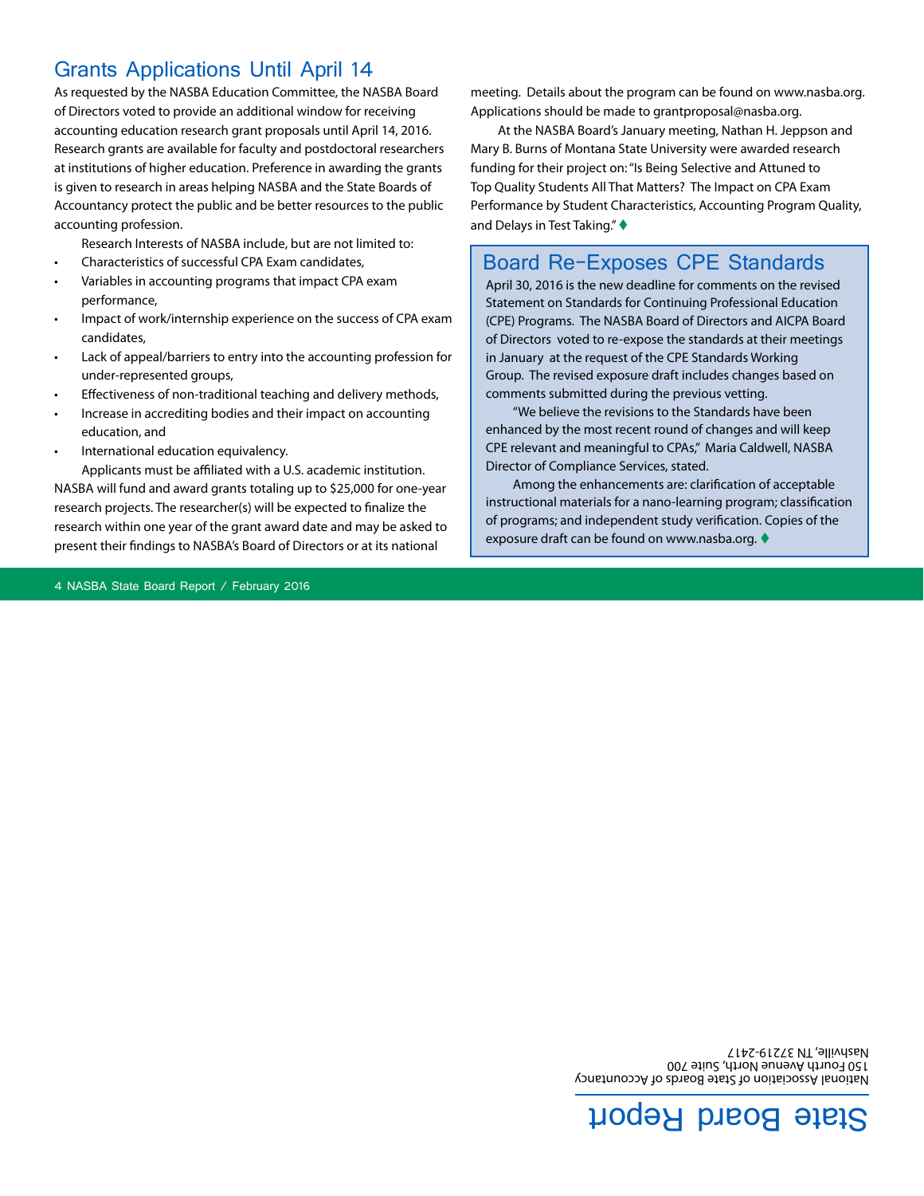## Grants Applications Until April 14

As requested by the NASBA Education Committee, the NASBA Board of Directors voted to provide an additional window for receiving accounting education research grant proposals until April 14, 2016. Research grants are available for faculty and postdoctoral researchers at institutions of higher education. Preference in awarding the grants is given to research in areas helping NASBA and the State Boards of Accountancy protect the public and be better resources to the public accounting profession.

Research Interests of NASBA include, but are not limited to:

- Characteristics of successful CPA Exam candidates,
- Variables in accounting programs that impact CPA exam performance,
- Impact of work/internship experience on the success of CPA exam candidates,
- Lack of appeal/barriers to entry into the accounting profession for under-represented groups,
- Effectiveness of non-traditional teaching and delivery methods,
- Increase in accrediting bodies and their impact on accounting education, and
- International education equivalency.

Applicants must be affiliated with a U.S. academic institution. NASBA will fund and award grants totaling up to $25,000 for one-year research projects. The researcher(s) will be expected to finalize the research within one year of the grant award date and may be asked to present their findings to NASBA's Board of Directors or at its national meeting. Details about the program can be found on www.nasba.org. Applications should be made to grantproposal@nasba.org.

At the NASBA Board's January meeting, Nathan H. Jeppson and Mary B. Burns of Montana State University were awarded research funding for their project on: "Is Being Selective and Attuned to Top Quality Students All That Matters? The Impact on CPA Exam Performance by Student Characteristics, Accounting Program Quality, and Delays in Test Taking." ♦

## Board Re-Exposes CPE Standards

April 30, 2016 is the new deadline for comments on the revised Statement on Standards for Continuing Professional Education (CPE) Programs. The NASBA Board of Directors and AICPA Board of Directors voted to re-expose the standards at their meetings in January at the request of the CPE Standards Working Group. The revised exposure draft includes changes based on comments submitted during the previous vetting.

"We believe the revisions to the Standards have been enhanced by the most recent round of changes and will keep CPE relevant and meaningful to CPAs," Maria Caldwell, NASBA Director of Compliance Services, stated.

Among the enhancements are: clarification of acceptable instructional materials for a nano-learning program; classification of programs; and independent study verification. Copies of the exposure draft can be found on www.nasba.org. ♦

State Board Report

National Association of State Boards of Accountancy
150 Fourth Avenue North, Suite 700
Nashville, TN 37219-2417